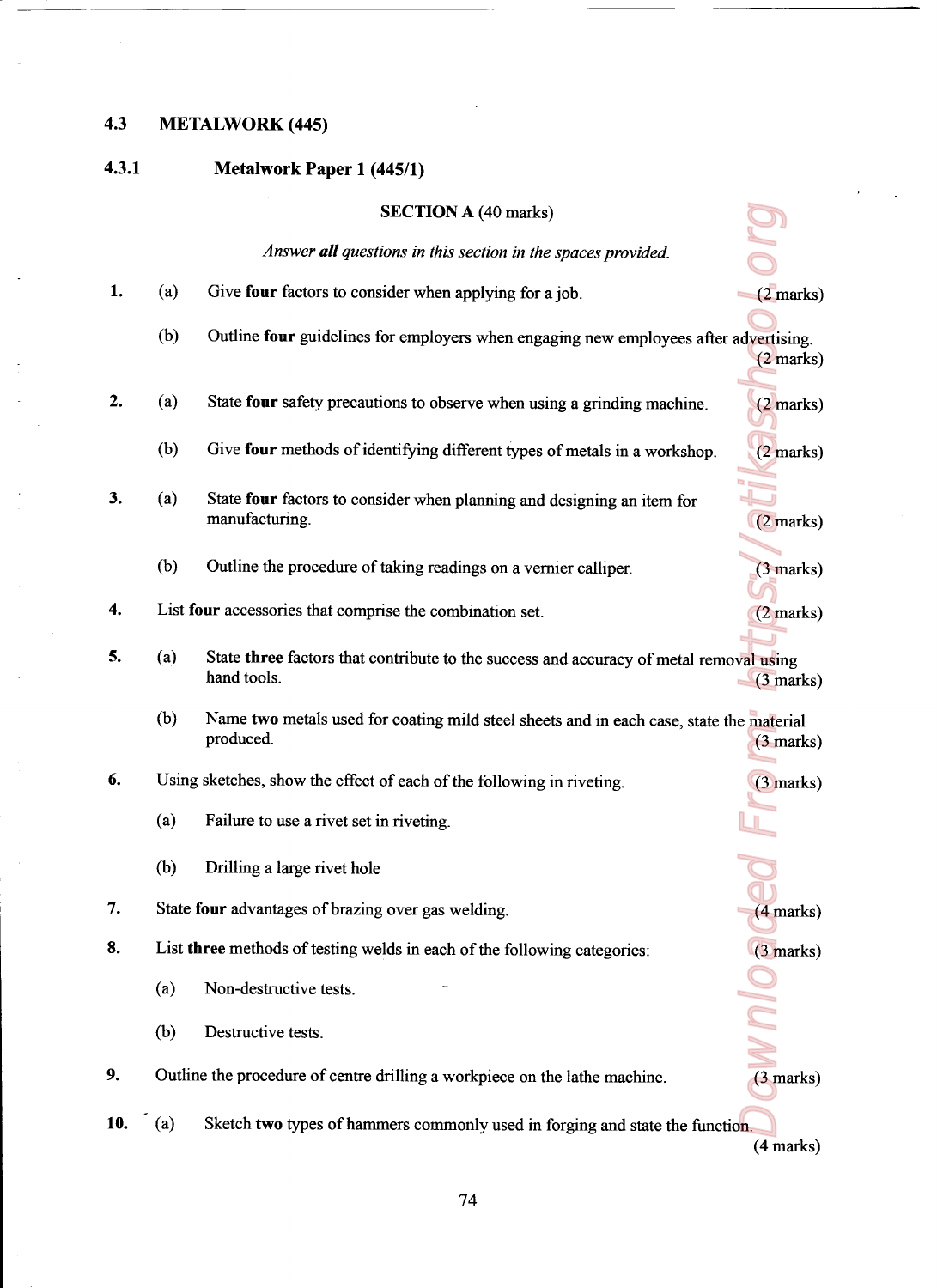## 4.3 METALWORK (445)

### 4.3.1 Metalwork Paper 1 (445/1)

**SECTION A** (40 marks)

*Answer **all** questions in this section in the spaces provided.*

1. (a) Give **four** factors to consider when applying for a job. (2 marks)

   (b) Outline **four** guidelines for employers when engaging new employees after advertising. (2 marks)

2. (a) State **four** safety precautions to observe when using a grinding machine. (2 marks)

   (b) Give **four** methods of identifying different types of metals in a workshop. (2 marks)

3. (a) State **four** factors to consider when planning and designing an item for manufacturing. (2 marks)

   (b) Outline the procedure of taking readings on a vernier calliper. (3 marks)

4. List **four** accessories that comprise the combination set. (2 marks)

5. (a) State **three** factors that contribute to the success and accuracy of metal removal using hand tools. (3 marks)

   (b) Name **two** metals used for coating mild steel sheets and in each case, state the material produced. (3 marks)

6. Using sketches, show the effect of each of the following in riveting. (3 marks)

   (a) Failure to use a rivet set in riveting.

   (b) Drilling a large rivet hole

7. State **four** advantages of brazing over gas welding. (4 marks)

8. List **three** methods of testing welds in each of the following categories: (3 marks)

   (a) Non-destructive tests.

   (b) Destructive tests.

9. Outline the procedure of centre drilling a workpiece on the lathe machine. (3 marks)

10. (a) Sketch **two** types of hammers commonly used in forging and state the function. (4 marks)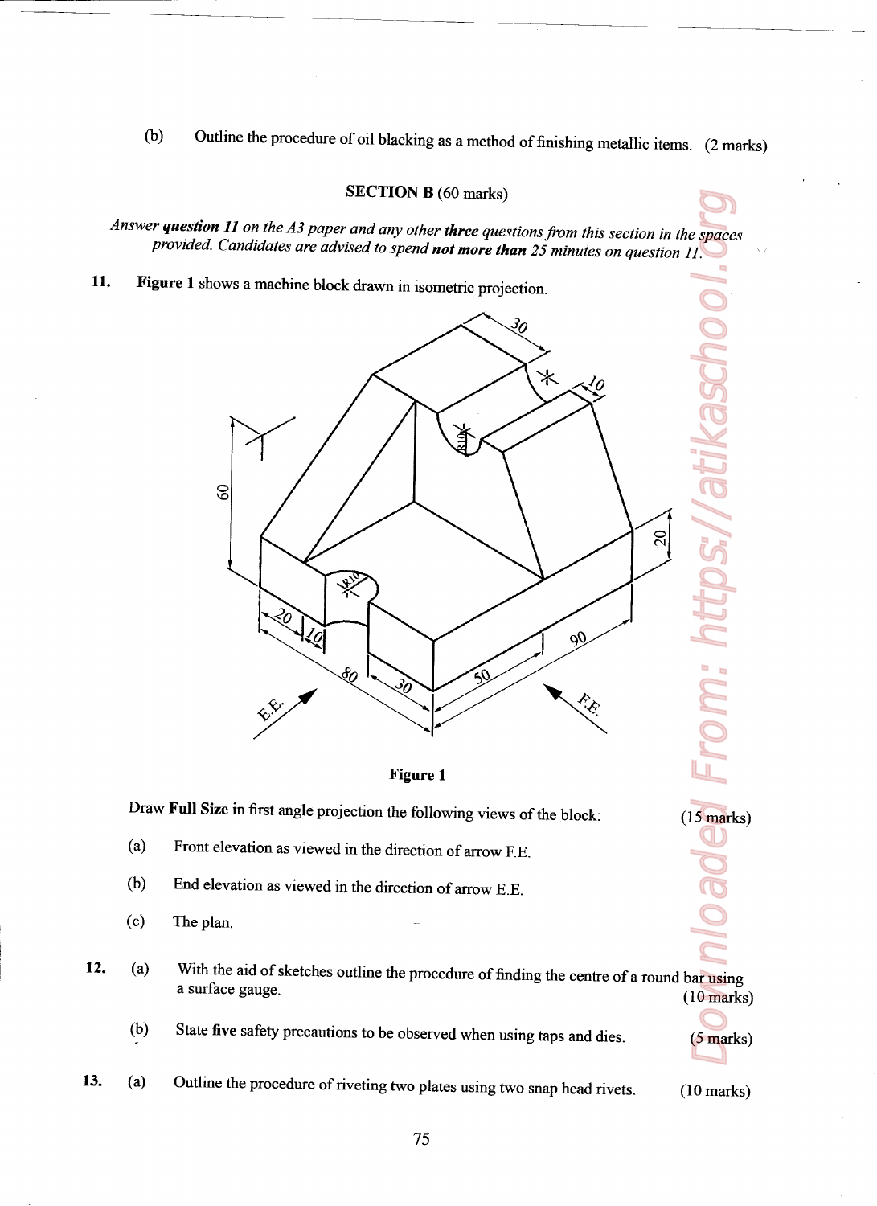(b) Outline the procedure of oil blacking as a method of finishing metallic items. (2 marks)

## SECTION B (60 marks)

*Answer **question 11** on the A3 paper and any other **three** questions from this section in the spaces provided. Candidates are advised to spend **not more than** 25 minutes on question 11.*

**11.** **Figure 1** shows a machine block drawn in isometric projection.

**Figure 1**

Draw **Full Size** in first angle projection the following views of the block: (15 marks)

(a) Front elevation as viewed in the direction of arrow F.E.

(b) End elevation as viewed in the direction of arrow E.E.

(c) The plan.

**12.** (a) With the aid of sketches outline the procedure of finding the centre of a round bar using a surface gauge. (10 marks)

(b) State **five** safety precautions to be observed when using taps and dies. (5 marks)

**13.** (a) Outline the procedure of riveting two plates using two snap head rivets. (10 marks)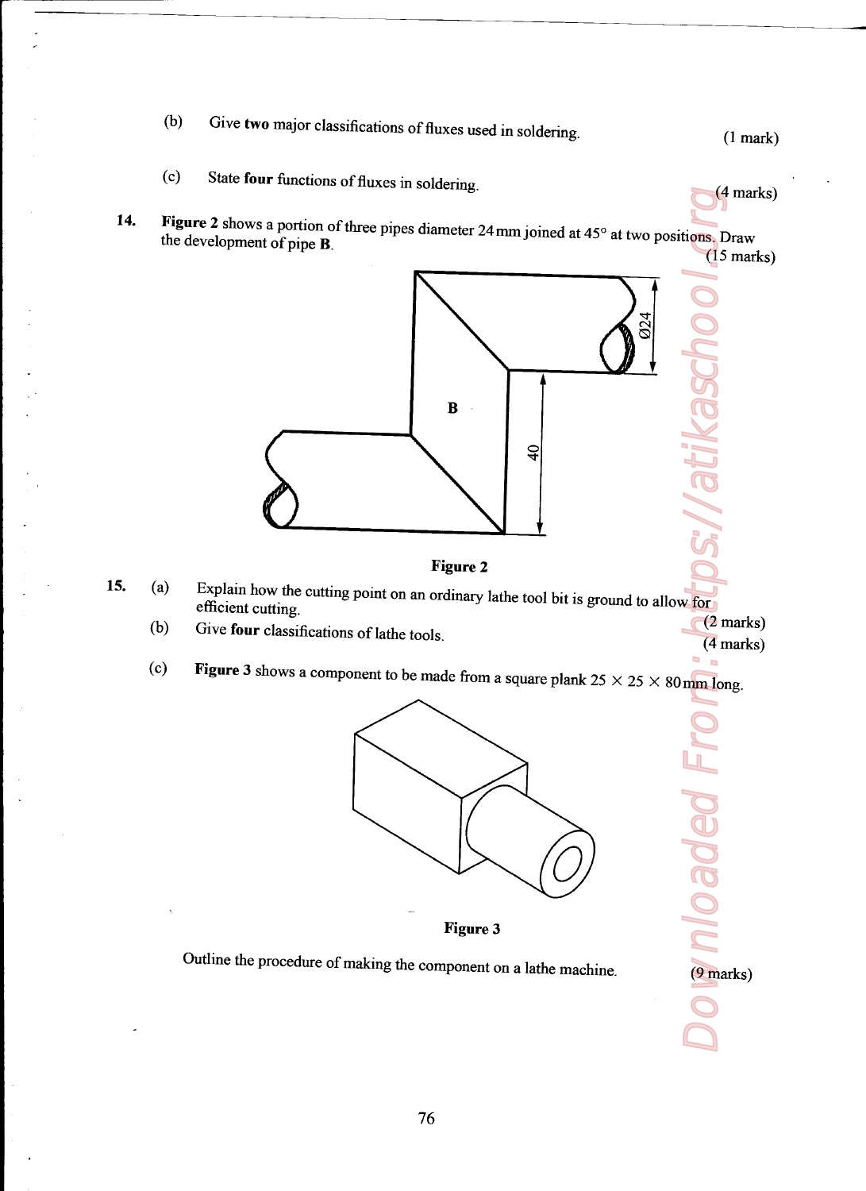(b) Give **two** major classifications of fluxes used in soldering. (1 mark)

(c) State **four** functions of fluxes in soldering. (4 marks)

**14.** **Figure 2** shows a portion of three pipes diameter 24 mm joined at 45° at two positions. Draw the development of pipe **B**. (15 marks)

Ø24

B

40

Figure 2

**15.** (a) Explain how the cutting point on an ordinary lathe tool bit is ground to allow for efficient cutting. (2 marks)

(b) Give **four** classifications of lathe tools. (4 marks)

(c) **Figure 3** shows a component to be made from a square plank 25 × 25 × 80 mm long.

Figure 3

Outline the procedure of making the component on a lathe machine. (9 marks)